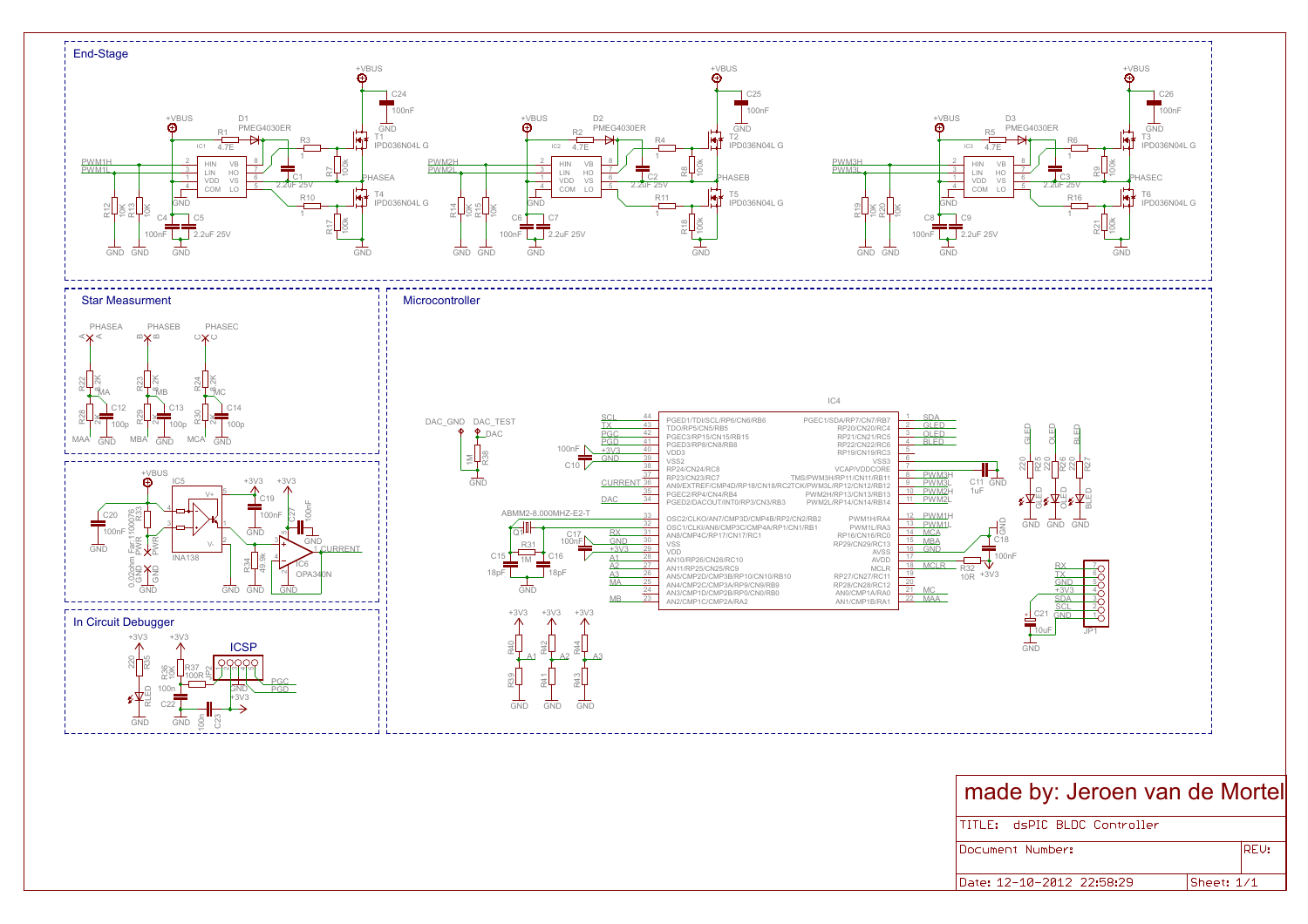## End-Stage

+VBUS

C24 100nF GND

+VBUS R1 4.7E D1 PMEG4030ER

IC1: HIN VB LIN HO VDD VS COM LO

PWM1H PWM1L

R3 1 T1 IPD036N04L G

R7 100k

C1 2.2uF 25V

PHASEA

R10 1 T4 IPD036N04L G

R17 100k

R12 10K R13 10K

C4 100nF C5 2.2uF 25V

GND

+VBUS C25 100nF GND

+VBUS R2 4.7E D2 PMEG4030ER

IC2

PWM2H PWM2L

R4 1 T2 IPD036N04L G R8 100k C2 2.2uF 25V PHASEB

R11 1 T5 IPD036N04L G R18 100k

R14 10K R15 10K C6 100nF C7 2.2uF 25V

+VBUS C26 100nF GND

+VBUS R5 4.7E D3 PMEG4030ER

IC3

PWM3H PWM3L

R6 1 T3 IPD036N04L G R9 100k C3 2.2uF 25V PHASEC

R16 1 T6 IPD036N04L G R21 100k

R19 10K R20 10K C8 100nF C9 2.2uF 25V

## Star Measurment

PHASEA PHASEB PHASEC

R22 8.2K MA R28 2K C12 100p MAA

R23 8.2K MB R29 2K C13 100p MBA

R24 8.2K MC R30 2K C14 100p MCA

+VBUS IC5 INA138 R33 0.02ohm Far:1100076 PWR

C20 100nF

+3V3 C19 100nF

+3V3 C27 100nF

R34 49.9K IC6 OPA340N CURRENT

## In Circuit Debugger

+3V3 R35 220 RLED

+3V3 R36 10K R37 100R C22 100n C23 100n

ICSP JP2 PGC PGD GND +3V3

## Microcontroller

DAC_GND DAC_TEST DAC R38 1M GND

IC4

| Pin | Left side | | Right side | Pin |
|---|---|---|---|---|
| 44 | PGED1/TDI/SCL/RP6/CN6/RB6 (SCL) | | PGEC1/SDA/RP7/CN7/RB7 (SDA) | 1 |
| 43 | TDO/RP5/CN5/RB5 (TX) | | RP20/CN20/RC4 (GLED) | 2 |
| 42 | PGEC3/RP15/CN15/RB15 (PGC) | | RP21/CN21/RC5 (OLED) | 3 |
| 41 | PGED3/RP8/CN8/RB8 (PGD) | | RP22/CN22/RC6 (BLED) | 4 |
| 40 | VDD3 (+3V3) | | RP19/CN19/RC3 | 5 |
| 39 | VSS2 (GND) | | VSS3 | 6 |
| 38 | RP24/CN24/RC8 | | VCAP/VDDCORE | 7 |
| 37 | RP23/CN23/RC7 | | TMS/PWM3H/RP11/CN11/RB11 (PWM3H) | 8 |
| 36 | AN9/EXTREF/CMP4D/RP18/CN18/RC2TCK/PWM3L/RP12/CN12/RB12 (CURRENT) | | (PWM3L) | 9 |
| 35 | PGEC2/RP4/CN4/RB4 | | PWM2H/RP13/CN13/RB13 (PWM2H) | 10 |
| 34 | PGED2/DACOUT/INT0/RP3/CN3/RB3 (DAC) | | PWM2L/RP14/CN14/RB14 (PWM2L) | 11 |
| 33 | OSC2/CLKO/AN7/CMP3D/CMP4B/RP2/CN2/RB2 | | PWM1H/RA4 (PWM1H) | 12 |
| 32 | OSC1/CLKI/AN6/CMP3C/CMP4A/RP1/CN1/RB1 | | PWM1L/RA3 (PWM1L) | 13 |
| 31 | AN8/CMP4C/RP17/CN17/RC1 (RX) | | RP16/CN16/RC0 (MCA) | 14 |
| 30 | VSS (GND) | | RP29/CN29/RC13 (MBA) | 15 |
| 29 | VDD (+3V3) | | AVSS (GND) | 16 |
| 28 | AN10/RP26/CN26/RC10 (A1) | | AVDD | 17 |
| 27 | AN11/RP25/CN25/RC9 (A2) | | MCLR (MCLR) | 18 |
| 26 | AN5/CMP2D/CMP3B/RP10/CN10/RB10 (A3) | | RP27/CN27/RC11 | 19 |
| 25 | AN4/CMP2C/CMP3A/RP9/CN9/RB9 (MA) | | RP28/CN28/RC12 | 20 |
| 24 | AN3/CMP1D/CMP2B/RP0/CN0/RB0 | | AN0/CMP1A/RA0 (MC) | 21 |
| 23 | AN2/CMP1C/CMP2A/RA2 (MB) | | AN1/CMP1B/RA1 (MAA) | 22 |

C10 100nF C11 1uF C17 100nF C18 100nF

ABMM2-8.000MHZ-E2-T Q1 R31 1M C15 18pF C16 18pF

R32 10R +3V3

R25 220 GLED R26 220 OLED R27 220 BLED

+3V3 R40 A1 R39; R42 A2 R41; R44 A3 R43

JP1: RX TX GND +3V3 SDA SCL GND

C21 10uF

made by: Jeroen van de Mortel

TITLE: dsPIC BLDC Controller

Document Number:

REV:

Date: 12-10-2012 22:58:29

Sheet: 1/1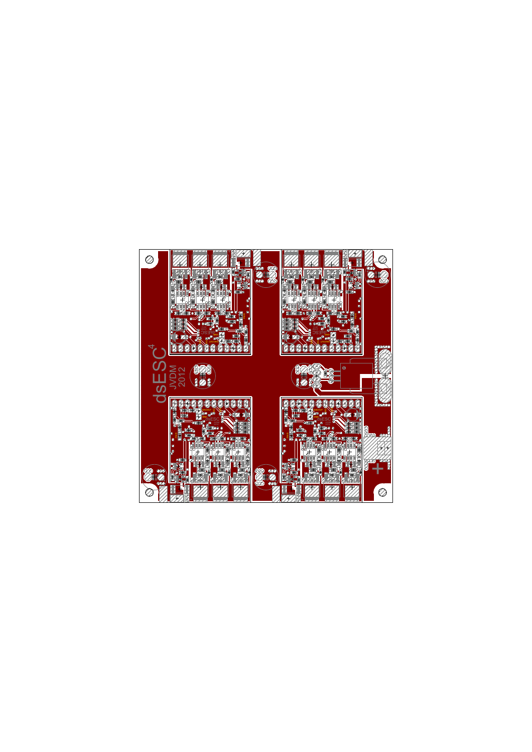dsESC$^4$

JVDM

2012